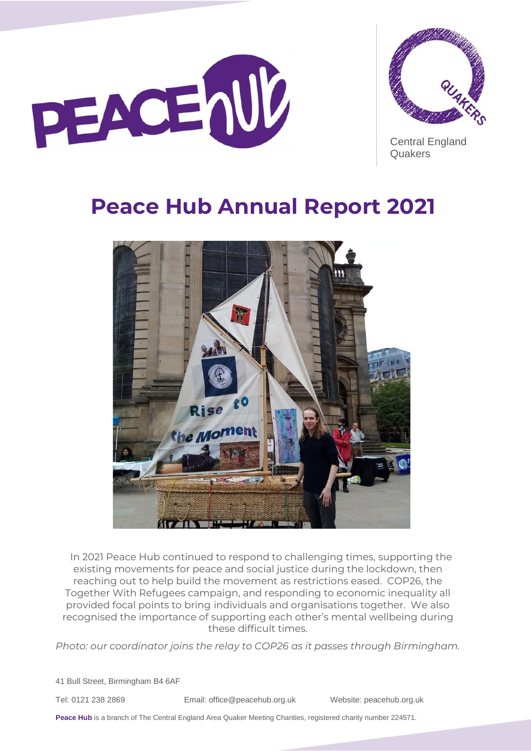Central England Quakers

# Peace Hub Annual Report 2021

In 2021 Peace Hub continued to respond to challenging times, supporting the existing movements for peace and social justice during the lockdown, then reaching out to help build the movement as restrictions eased. COP26, the Together With Refugees campaign, and responding to economic inequality all provided focal points to bring individuals and organisations together. We also recognised the importance of supporting each other's mental wellbeing during these difficult times.

*Photo: our coordinator joins the relay to COP26 as it passes through Birmingham.*

41 Bull Street, Birmingham B4 6AF

Tel: 0121 238 2869 Email: office@peacehub.org.uk Website: peacehub.org.uk

**Peace Hub** is a branch of The Central England Area Quaker Meeting Charities, registered charity number 224571.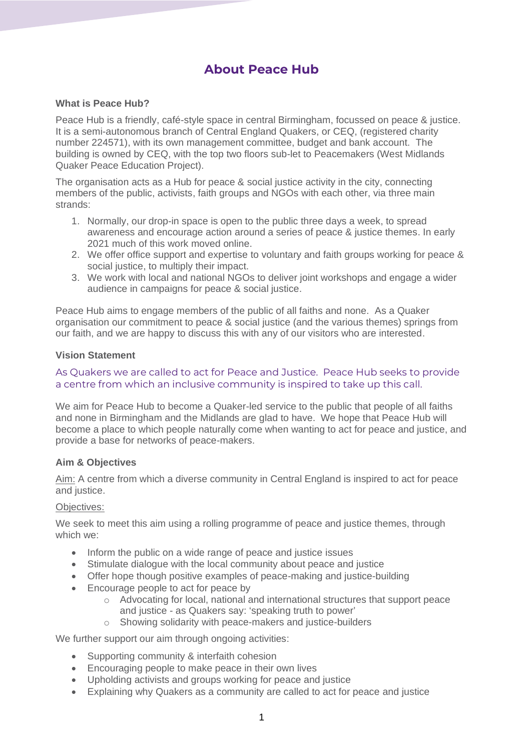# About Peace Hub

### What is Peace Hub?

Peace Hub is a friendly, café-style space in central Birmingham, focussed on peace & justice. It is a semi-autonomous branch of Central England Quakers, or CEQ, (registered charity number 224571), with its own management committee, budget and bank account. The building is owned by CEQ, with the top two floors sub-let to Peacemakers (West Midlands Quaker Peace Education Project).

The organisation acts as a Hub for peace & social justice activity in the city, connecting members of the public, activists, faith groups and NGOs with each other, via three main strands:

1. Normally, our drop-in space is open to the public three days a week, to spread awareness and encourage action around a series of peace & justice themes. In early 2021 much of this work moved online.
2. We offer office support and expertise to voluntary and faith groups working for peace & social justice, to multiply their impact.
3. We work with local and national NGOs to deliver joint workshops and engage a wider audience in campaigns for peace & social justice.

Peace Hub aims to engage members of the public of all faiths and none. As a Quaker organisation our commitment to peace & social justice (and the various themes) springs from our faith, and we are happy to discuss this with any of our visitors who are interested.

### Vision Statement

As Quakers we are called to act for Peace and Justice. Peace Hub seeks to provide a centre from which an inclusive community is inspired to take up this call.

We aim for Peace Hub to become a Quaker-led service to the public that people of all faiths and none in Birmingham and the Midlands are glad to have. We hope that Peace Hub will become a place to which people naturally come when wanting to act for peace and justice, and provide a base for networks of peace-makers.

### Aim & Objectives

Aim: A centre from which a diverse community in Central England is inspired to act for peace and justice.

Objectives:

We seek to meet this aim using a rolling programme of peace and justice themes, through which we:

- Inform the public on a wide range of peace and justice issues
- Stimulate dialogue with the local community about peace and justice
- Offer hope though positive examples of peace-making and justice-building
- Encourage people to act for peace by
  - Advocating for local, national and international structures that support peace and justice - as Quakers say: 'speaking truth to power'
  - Showing solidarity with peace-makers and justice-builders

We further support our aim through ongoing activities:

- Supporting community & interfaith cohesion
- Encouraging people to make peace in their own lives
- Upholding activists and groups working for peace and justice
- Explaining why Quakers as a community are called to act for peace and justice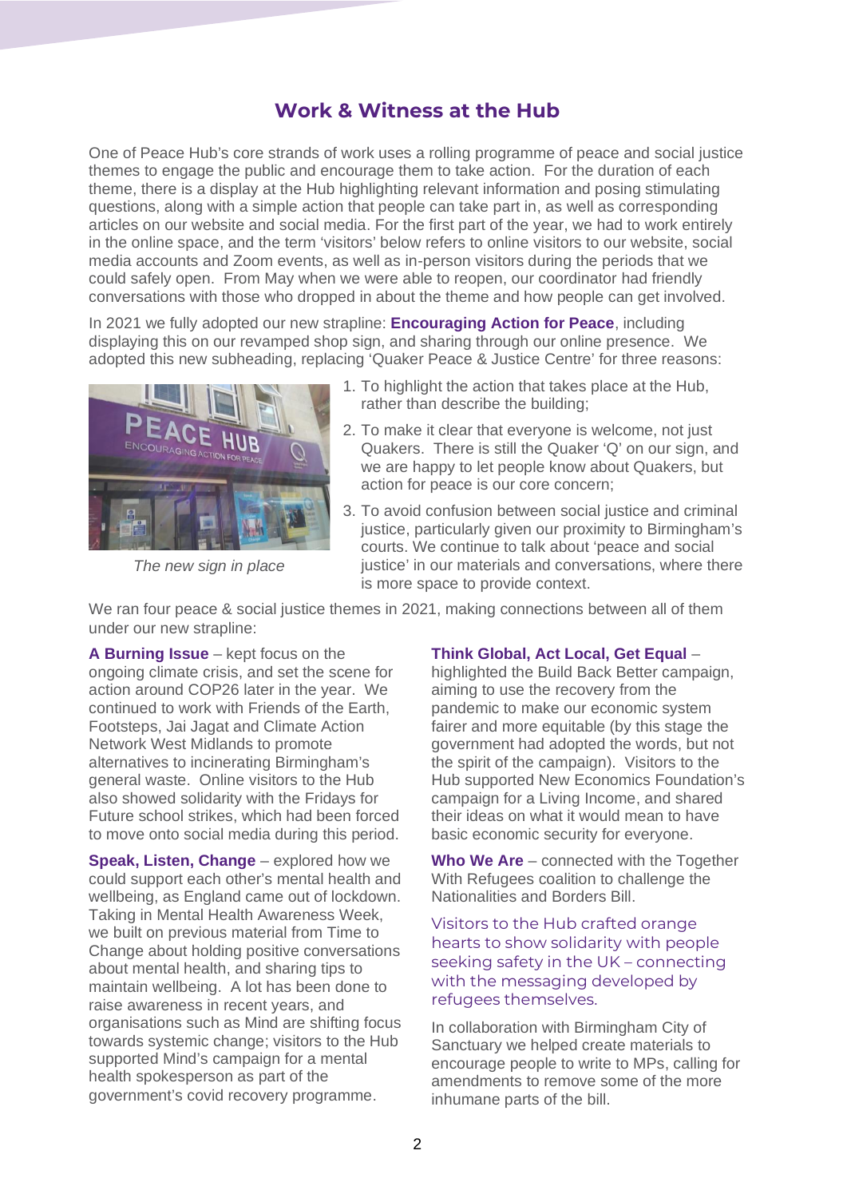## Work & Witness at the Hub

One of Peace Hub's core strands of work uses a rolling programme of peace and social justice themes to engage the public and encourage them to take action. For the duration of each theme, there is a display at the Hub highlighting relevant information and posing stimulating questions, along with a simple action that people can take part in, as well as corresponding articles on our website and social media. For the first part of the year, we had to work entirely in the online space, and the term 'visitors' below refers to online visitors to our website, social media accounts and Zoom events, as well as in-person visitors during the periods that we could safely open. From May when we were able to reopen, our coordinator had friendly conversations with those who dropped in about the theme and how people can get involved.

In 2021 we fully adopted our new strapline: **Encouraging Action for Peace**, including displaying this on our revamped shop sign, and sharing through our online presence. We adopted this new subheading, replacing 'Quaker Peace & Justice Centre' for three reasons:

*The new sign in place*

1. To highlight the action that takes place at the Hub, rather than describe the building;
2. To make it clear that everyone is welcome, not just Quakers. There is still the Quaker 'Q' on our sign, and we are happy to let people know about Quakers, but action for peace is our core concern;
3. To avoid confusion between social justice and criminal justice, particularly given our proximity to Birmingham's courts. We continue to talk about 'peace and social justice' in our materials and conversations, where there is more space to provide context.

We ran four peace & social justice themes in 2021, making connections between all of them under our new strapline:

**A Burning Issue** – kept focus on the ongoing climate crisis, and set the scene for action around COP26 later in the year. We continued to work with Friends of the Earth, Footsteps, Jai Jagat and Climate Action Network West Midlands to promote alternatives to incinerating Birmingham's general waste. Online visitors to the Hub also showed solidarity with the Fridays for Future school strikes, which had been forced to move onto social media during this period.

**Speak, Listen, Change** – explored how we could support each other's mental health and wellbeing, as England came out of lockdown. Taking in Mental Health Awareness Week, we built on previous material from Time to Change about holding positive conversations about mental health, and sharing tips to maintain wellbeing. A lot has been done to raise awareness in recent years, and organisations such as Mind are shifting focus towards systemic change; visitors to the Hub supported Mind's campaign for a mental health spokesperson as part of the government's covid recovery programme.

**Think Global, Act Local, Get Equal** – highlighted the Build Back Better campaign, aiming to use the recovery from the pandemic to make our economic system fairer and more equitable (by this stage the government had adopted the words, but not the spirit of the campaign). Visitors to the Hub supported New Economics Foundation's campaign for a Living Income, and shared their ideas on what it would mean to have basic economic security for everyone.

**Who We Are** – connected with the Together With Refugees coalition to challenge the Nationalities and Borders Bill.

Visitors to the Hub crafted orange hearts to show solidarity with people seeking safety in the UK – connecting with the messaging developed by refugees themselves.

In collaboration with Birmingham City of Sanctuary we helped create materials to encourage people to write to MPs, calling for amendments to remove some of the more inhumane parts of the bill.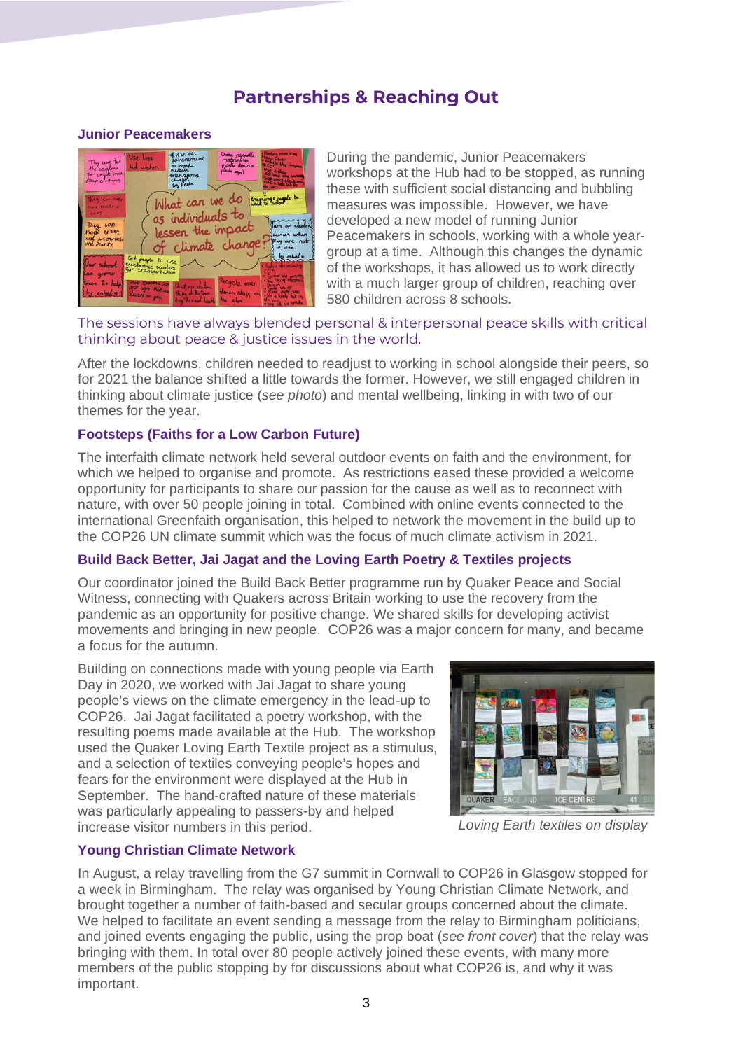# Partnerships & Reaching Out

### Junior Peacemakers

During the pandemic, Junior Peacemakers workshops at the Hub had to be stopped, as running these with sufficient social distancing and bubbling measures was impossible. However, we have developed a new model of running Junior Peacemakers in schools, working with a whole year-group at a time. Although this changes the dynamic of the workshops, it has allowed us to work directly with a much larger group of children, reaching over 580 children across 8 schools.

The sessions have always blended personal & interpersonal peace skills with critical thinking about peace & justice issues in the world.

After the lockdowns, children needed to readjust to working in school alongside their peers, so for 2021 the balance shifted a little towards the former. However, we still engaged children in thinking about climate justice (*see photo*) and mental wellbeing, linking in with two of our themes for the year.

### Footsteps (Faiths for a Low Carbon Future)

The interfaith climate network held several outdoor events on faith and the environment, for which we helped to organise and promote. As restrictions eased these provided a welcome opportunity for participants to share our passion for the cause as well as to reconnect with nature, with over 50 people joining in total. Combined with online events connected to the international Greenfaith organisation, this helped to network the movement in the build up to the COP26 UN climate summit which was the focus of much climate activism in 2021.

### Build Back Better, Jai Jagat and the Loving Earth Poetry & Textiles projects

Our coordinator joined the Build Back Better programme run by Quaker Peace and Social Witness, connecting with Quakers across Britain working to use the recovery from the pandemic as an opportunity for positive change. We shared skills for developing activist movements and bringing in new people. COP26 was a major concern for many, and became a focus for the autumn.

Building on connections made with young people via Earth Day in 2020, we worked with Jai Jagat to share young people's views on the climate emergency in the lead-up to COP26. Jai Jagat facilitated a poetry workshop, with the resulting poems made available at the Hub. The workshop used the Quaker Loving Earth Textile project as a stimulus, and a selection of textiles conveying people's hopes and fears for the environment were displayed at the Hub in September. The hand-crafted nature of these materials was particularly appealing to passers-by and helped increase visitor numbers in this period.

*Loving Earth textiles on display*

### Young Christian Climate Network

In August, a relay travelling from the G7 summit in Cornwall to COP26 in Glasgow stopped for a week in Birmingham. The relay was organised by Young Christian Climate Network, and brought together a number of faith-based and secular groups concerned about the climate. We helped to facilitate an event sending a message from the relay to Birmingham politicians, and joined events engaging the public, using the prop boat (*see front cover*) that the relay was bringing with them. In total over 80 people actively joined these events, with many more members of the public stopping by for discussions about what COP26 is, and why it was important.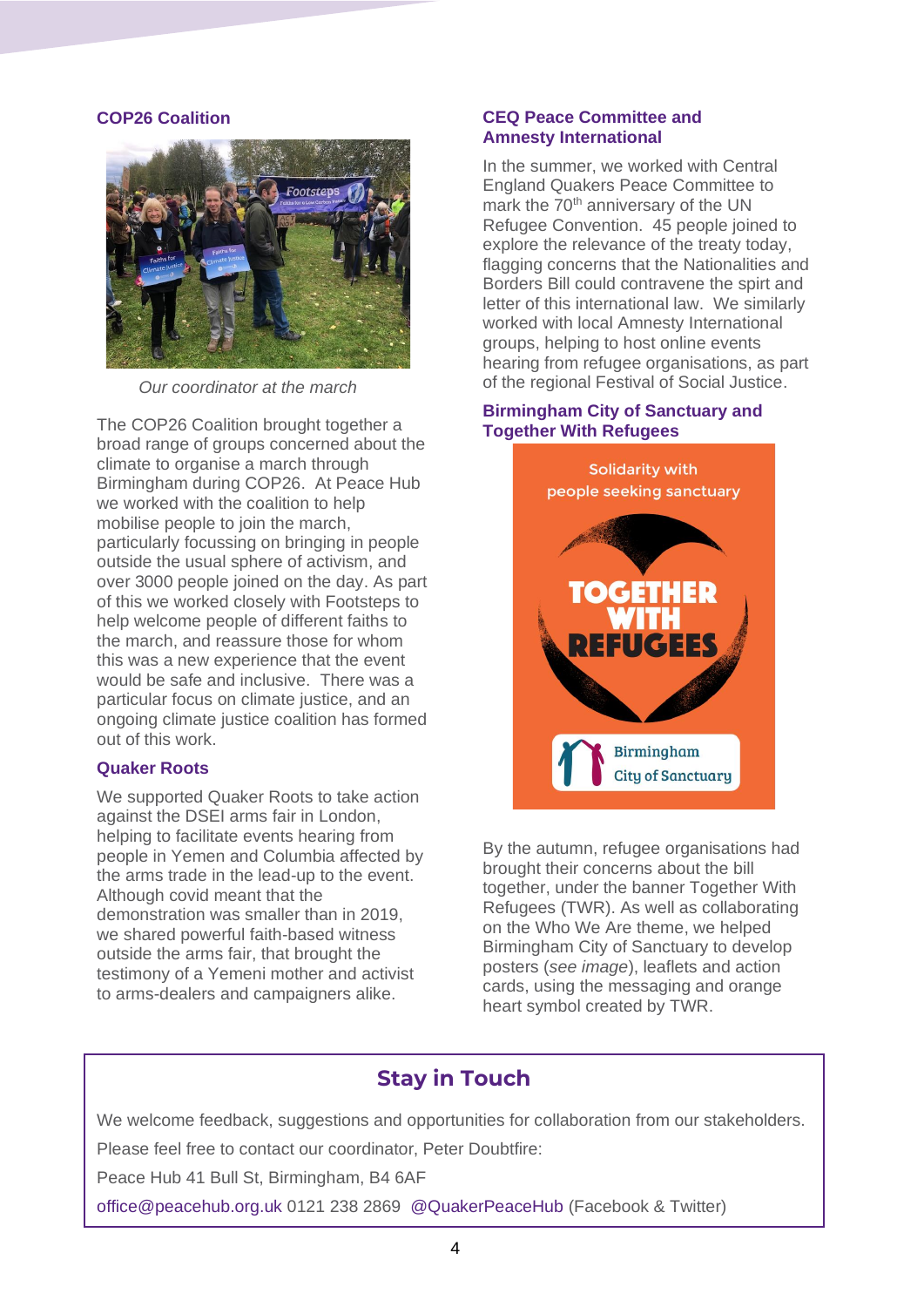### COP26 Coalition

*Our coordinator at the march*

The COP26 Coalition brought together a broad range of groups concerned about the climate to organise a march through Birmingham during COP26. At Peace Hub we worked with the coalition to help mobilise people to join the march, particularly focussing on bringing in people outside the usual sphere of activism, and over 3000 people joined on the day. As part of this we worked closely with Footsteps to help welcome people of different faiths to the march, and reassure those for whom this was a new experience that the event would be safe and inclusive. There was a particular focus on climate justice, and an ongoing climate justice coalition has formed out of this work.

### Quaker Roots

We supported Quaker Roots to take action against the DSEI arms fair in London, helping to facilitate events hearing from people in Yemen and Columbia affected by the arms trade in the lead-up to the event. Although covid meant that the demonstration was smaller than in 2019, we shared powerful faith-based witness outside the arms fair, that brought the testimony of a Yemeni mother and activist to arms-dealers and campaigners alike.

### CEQ Peace Committee and Amnesty International

In the summer, we worked with Central England Quakers Peace Committee to mark the 70th anniversary of the UN Refugee Convention. 45 people joined to explore the relevance of the treaty today, flagging concerns that the Nationalities and Borders Bill could contravene the spirt and letter of this international law. We similarly worked with local Amnesty International groups, helping to host online events hearing from refugee organisations, as part of the regional Festival of Social Justice.

### Birmingham City of Sanctuary and Together With Refugees

By the autumn, refugee organisations had brought their concerns about the bill together, under the banner Together With Refugees (TWR). As well as collaborating on the Who We Are theme, we helped Birmingham City of Sanctuary to develop posters (*see image*), leaflets and action cards, using the messaging and orange heart symbol created by TWR.

## Stay in Touch

We welcome feedback, suggestions and opportunities for collaboration from our stakeholders.

Please feel free to contact our coordinator, Peter Doubtfire:

Peace Hub 41 Bull St, Birmingham, B4 6AF

office@peacehub.org.uk 0121 238 2869 @QuakerPeaceHub (Facebook & Twitter)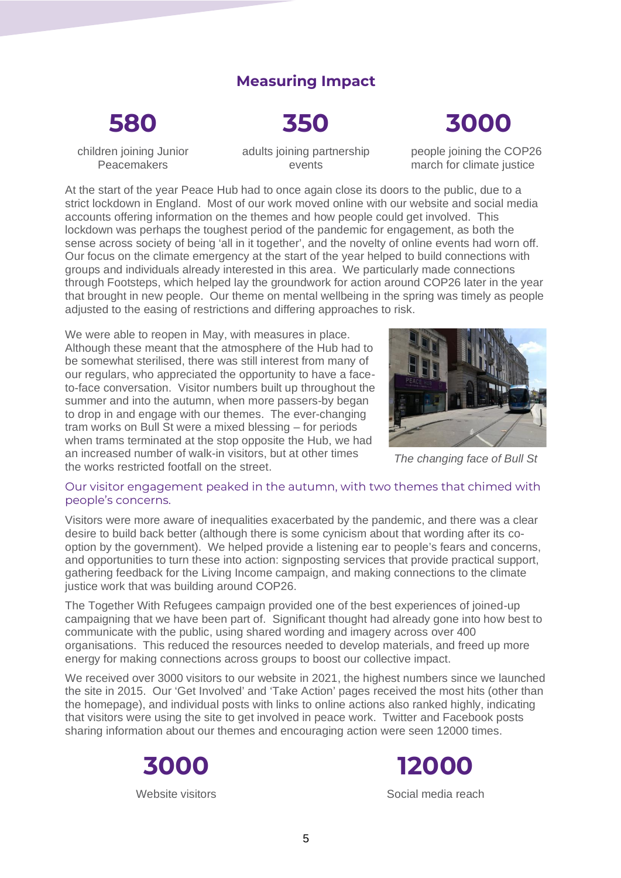## Measuring Impact

**580**

children joining Junior Peacemakers

**350**

adults joining partnership events

**3000**

people joining the COP26 march for climate justice

At the start of the year Peace Hub had to once again close its doors to the public, due to a strict lockdown in England. Most of our work moved online with our website and social media accounts offering information on the themes and how people could get involved. This lockdown was perhaps the toughest period of the pandemic for engagement, as both the sense across society of being 'all in it together', and the novelty of online events had worn off. Our focus on the climate emergency at the start of the year helped to build connections with groups and individuals already interested in this area. We particularly made connections through Footsteps, which helped lay the groundwork for action around COP26 later in the year that brought in new people. Our theme on mental wellbeing in the spring was timely as people adjusted to the easing of restrictions and differing approaches to risk.

We were able to reopen in May, with measures in place. Although these meant that the atmosphere of the Hub had to be somewhat sterilised, there was still interest from many of our regulars, who appreciated the opportunity to have a face-to-face conversation. Visitor numbers built up throughout the summer and into the autumn, when more passers-by began to drop in and engage with our themes. The ever-changing tram works on Bull St were a mixed blessing – for periods when trams terminated at the stop opposite the Hub, we had an increased number of walk-in visitors, but at other times the works restricted footfall on the street.

*The changing face of Bull St*

Our visitor engagement peaked in the autumn, with two themes that chimed with people's concerns.

Visitors were more aware of inequalities exacerbated by the pandemic, and there was a clear desire to build back better (although there is some cynicism about that wording after its co-option by the government). We helped provide a listening ear to people's fears and concerns, and opportunities to turn these into action: signposting services that provide practical support, gathering feedback for the Living Income campaign, and making connections to the climate justice work that was building around COP26.

The Together With Refugees campaign provided one of the best experiences of joined-up campaigning that we have been part of. Significant thought had already gone into how best to communicate with the public, using shared wording and imagery across over 400 organisations. This reduced the resources needed to develop materials, and freed up more energy for making connections across groups to boost our collective impact.

We received over 3000 visitors to our website in 2021, the highest numbers since we launched the site in 2015. Our 'Get Involved' and 'Take Action' pages received the most hits (other than the homepage), and individual posts with links to online actions also ranked highly, indicating that visitors were using the site to get involved in peace work. Twitter and Facebook posts sharing information about our themes and encouraging action were seen 12000 times.

**3000**

Website visitors

**12000**

Social media reach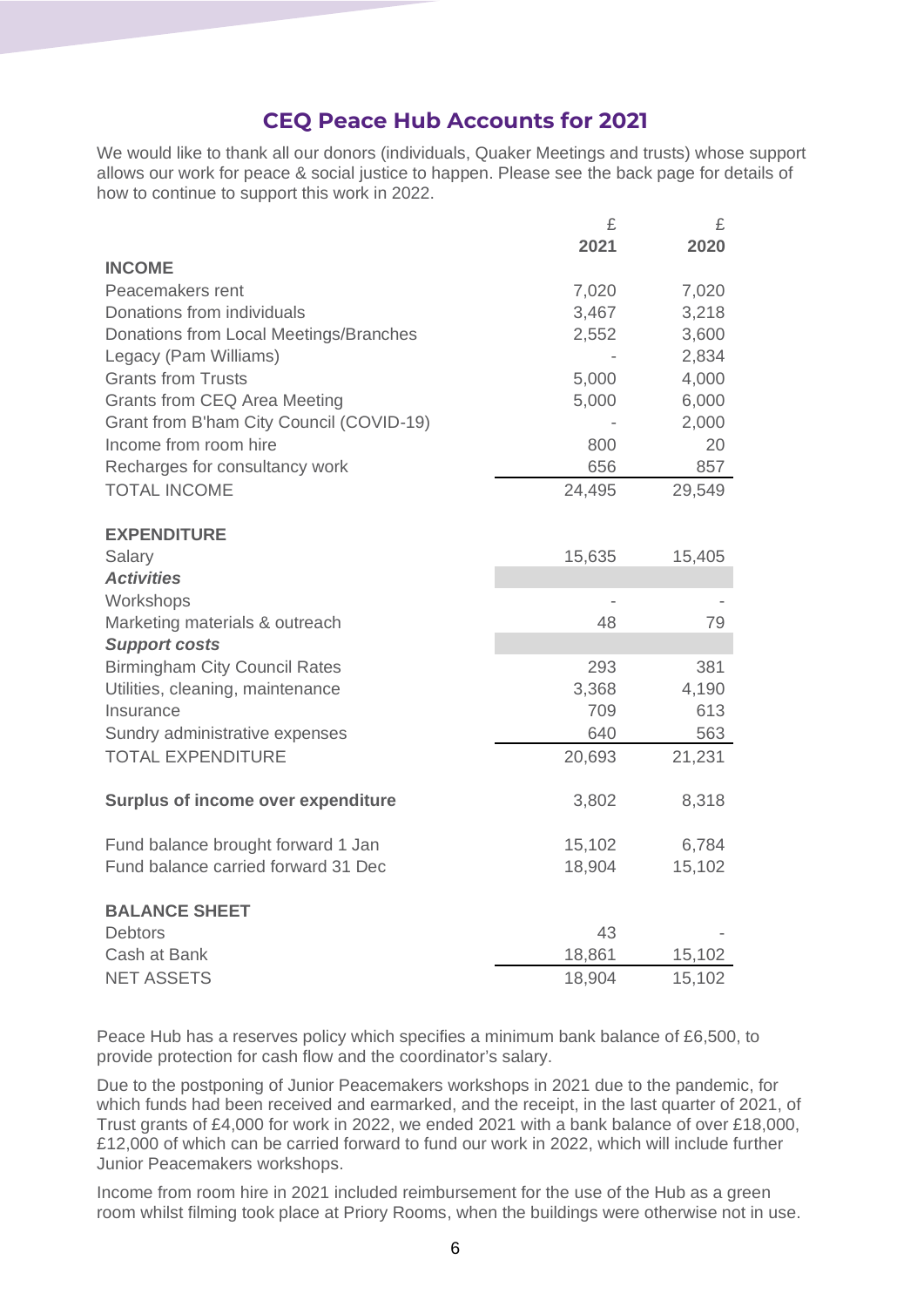## CEQ Peace Hub Accounts for 2021

We would like to thank all our donors (individuals, Quaker Meetings and trusts) whose support allows our work for peace & social justice to happen. Please see the back page for details of how to continue to support this work in 2022.

| | £ 2021 | £ 2020 |
|---|---|---|
| **INCOME** | | |
| Peacemakers rent | 7,020 | 7,020 |
| Donations from individuals | 3,467 | 3,218 |
| Donations from Local Meetings/Branches | 2,552 | 3,600 |
| Legacy (Pam Williams) | - | 2,834 |
| Grants from Trusts | 5,000 | 4,000 |
| Grants from CEQ Area Meeting | 5,000 | 6,000 |
| Grant from B'ham City Council (COVID-19) | - | 2,000 |
| Income from room hire | 800 | 20 |
| Recharges for consultancy work | 656 | 857 |
| TOTAL INCOME | 24,495 | 29,549 |
| | | |
| **EXPENDITURE** | | |
| Salary | 15,635 | 15,405 |
| ***Activities*** | | |
| Workshops | - | - |
| Marketing materials & outreach | 48 | 79 |
| ***Support costs*** | | |
| Birmingham City Council Rates | 293 | 381 |
| Utilities, cleaning, maintenance | 3,368 | 4,190 |
| Insurance | 709 | 613 |
| Sundry administrative expenses | 640 | 563 |
| TOTAL EXPENDITURE | 20,693 | 21,231 |
| | | |
| **Surplus of income over expenditure** | 3,802 | 8,318 |
| | | |
| Fund balance brought forward 1 Jan | 15,102 | 6,784 |
| Fund balance carried forward 31 Dec | 18,904 | 15,102 |
| | | |
| **BALANCE SHEET** | | |
| Debtors | 43 | - |
| Cash at Bank | 18,861 | 15,102 |
| NET ASSETS | 18,904 | 15,102 |

Peace Hub has a reserves policy which specifies a minimum bank balance of £6,500, to provide protection for cash flow and the coordinator's salary.

Due to the postponing of Junior Peacemakers workshops in 2021 due to the pandemic, for which funds had been received and earmarked, and the receipt, in the last quarter of 2021, of Trust grants of £4,000 for work in 2022, we ended 2021 with a bank balance of over £18,000, £12,000 of which can be carried forward to fund our work in 2022, which will include further Junior Peacemakers workshops.

Income from room hire in 2021 included reimbursement for the use of the Hub as a green room whilst filming took place at Priory Rooms, when the buildings were otherwise not in use.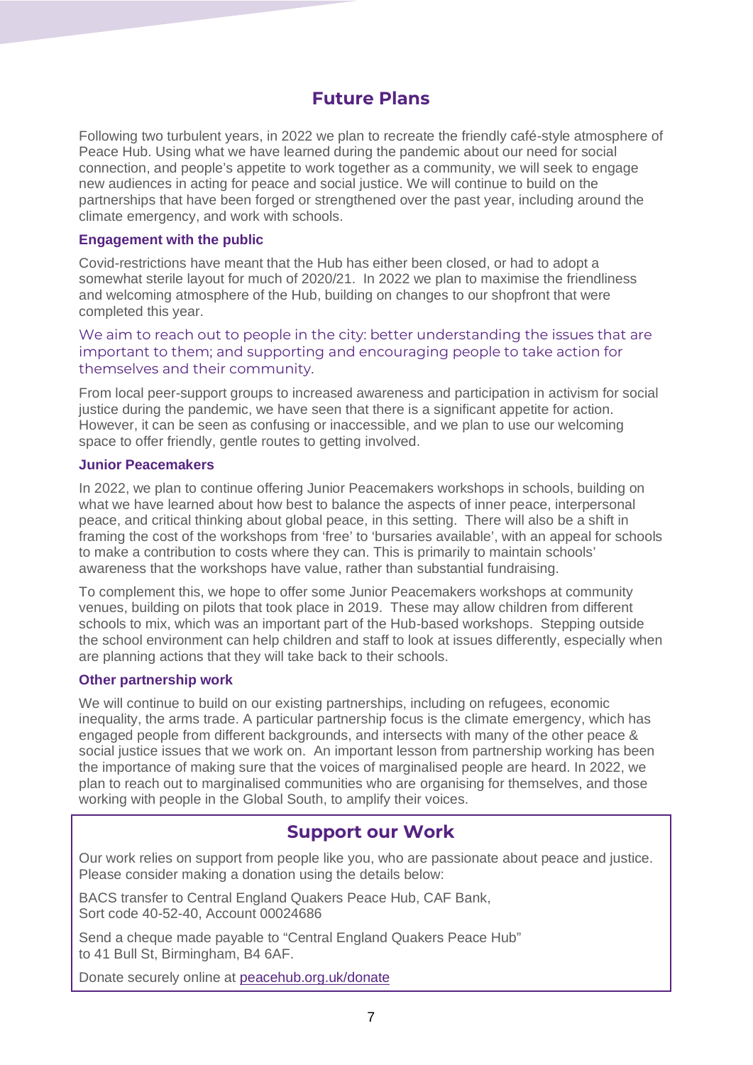## Future Plans

Following two turbulent years, in 2022 we plan to recreate the friendly café-style atmosphere of Peace Hub. Using what we have learned during the pandemic about our need for social connection, and people's appetite to work together as a community, we will seek to engage new audiences in acting for peace and social justice. We will continue to build on the partnerships that have been forged or strengthened over the past year, including around the climate emergency, and work with schools.

### Engagement with the public

Covid-restrictions have meant that the Hub has either been closed, or had to adopt a somewhat sterile layout for much of 2020/21. In 2022 we plan to maximise the friendliness and welcoming atmosphere of the Hub, building on changes to our shopfront that were completed this year.

We aim to reach out to people in the city: better understanding the issues that are important to them; and supporting and encouraging people to take action for themselves and their community.

From local peer-support groups to increased awareness and participation in activism for social justice during the pandemic, we have seen that there is a significant appetite for action. However, it can be seen as confusing or inaccessible, and we plan to use our welcoming space to offer friendly, gentle routes to getting involved.

### Junior Peacemakers

In 2022, we plan to continue offering Junior Peacemakers workshops in schools, building on what we have learned about how best to balance the aspects of inner peace, interpersonal peace, and critical thinking about global peace, in this setting. There will also be a shift in framing the cost of the workshops from 'free' to 'bursaries available', with an appeal for schools to make a contribution to costs where they can. This is primarily to maintain schools' awareness that the workshops have value, rather than substantial fundraising.

To complement this, we hope to offer some Junior Peacemakers workshops at community venues, building on pilots that took place in 2019. These may allow children from different schools to mix, which was an important part of the Hub-based workshops. Stepping outside the school environment can help children and staff to look at issues differently, especially when are planning actions that they will take back to their schools.

### Other partnership work

We will continue to build on our existing partnerships, including on refugees, economic inequality, the arms trade. A particular partnership focus is the climate emergency, which has engaged people from different backgrounds, and intersects with many of the other peace & social justice issues that we work on. An important lesson from partnership working has been the importance of making sure that the voices of marginalised people are heard. In 2022, we plan to reach out to marginalised communities who are organising for themselves, and those working with people in the Global South, to amplify their voices.

## Support our Work

Our work relies on support from people like you, who are passionate about peace and justice. Please consider making a donation using the details below:

BACS transfer to Central England Quakers Peace Hub, CAF Bank,
Sort code 40-52-40, Account 00024686

Send a cheque made payable to "Central England Quakers Peace Hub"
to 41 Bull St, Birmingham, B4 6AF.

Donate securely online at peacehub.org.uk/donate